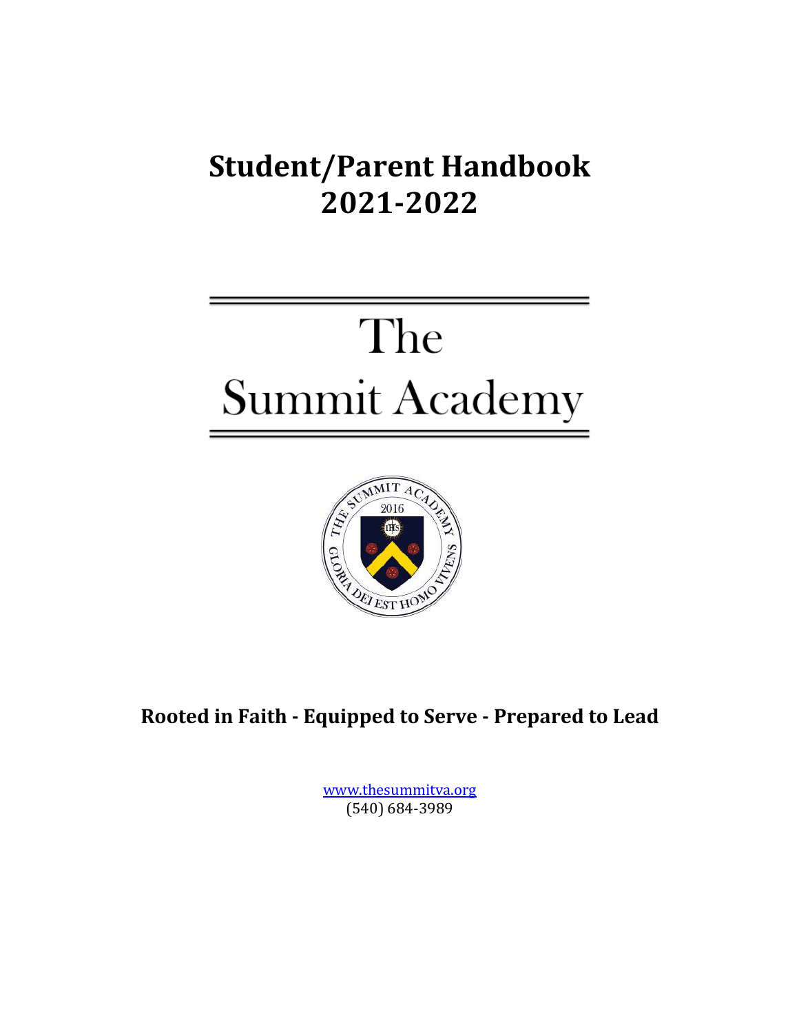# Student/Parent Handbook 2021-2022

# The Summit Academy

**Rooted in Faith - Equipped to Serve - Prepared to Lead**

www.thesummitva.org
(540) 684-3989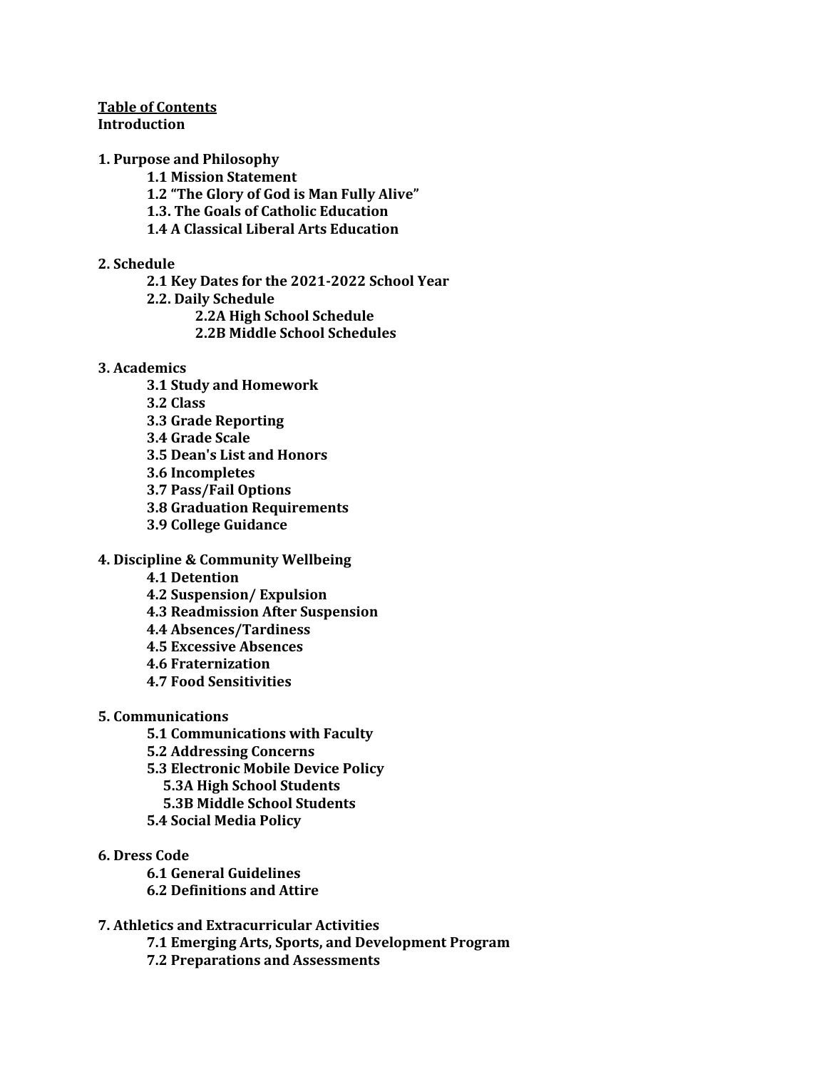**Table of Contents**

**Introduction**

**1. Purpose and Philosophy**

- **1.1 Mission Statement**
- **1.2 "The Glory of God is Man Fully Alive"**
- **1.3. The Goals of Catholic Education**
- **1.4 A Classical Liberal Arts Education**

**2. Schedule**

- **2.1 Key Dates for the 2021-2022 School Year**
- **2.2. Daily Schedule**
  - **2.2A High School Schedule**
  - **2.2B Middle School Schedules**

**3. Academics**

- **3.1 Study and Homework**
- **3.2 Class**
- **3.3 Grade Reporting**
- **3.4 Grade Scale**
- **3.5 Dean's List and Honors**
- **3.6 Incompletes**
- **3.7 Pass/Fail Options**
- **3.8 Graduation Requirements**
- **3.9 College Guidance**

**4. Discipline & Community Wellbeing**

- **4.1 Detention**
- **4.2 Suspension/ Expulsion**
- **4.3 Readmission After Suspension**
- **4.4 Absences/Tardiness**
- **4.5 Excessive Absences**
- **4.6 Fraternization**
- **4.7 Food Sensitivities**

**5. Communications**

- **5.1 Communications with Faculty**
- **5.2 Addressing Concerns**
- **5.3 Electronic Mobile Device Policy**
  - **5.3A High School Students**
  - **5.3B Middle School Students**
- **5.4 Social Media Policy**

**6. Dress Code**

- **6.1 General Guidelines**
- **6.2 Definitions and Attire**

**7. Athletics and Extracurricular Activities**

- **7.1 Emerging Arts, Sports, and Development Program**
- **7.2 Preparations and Assessments**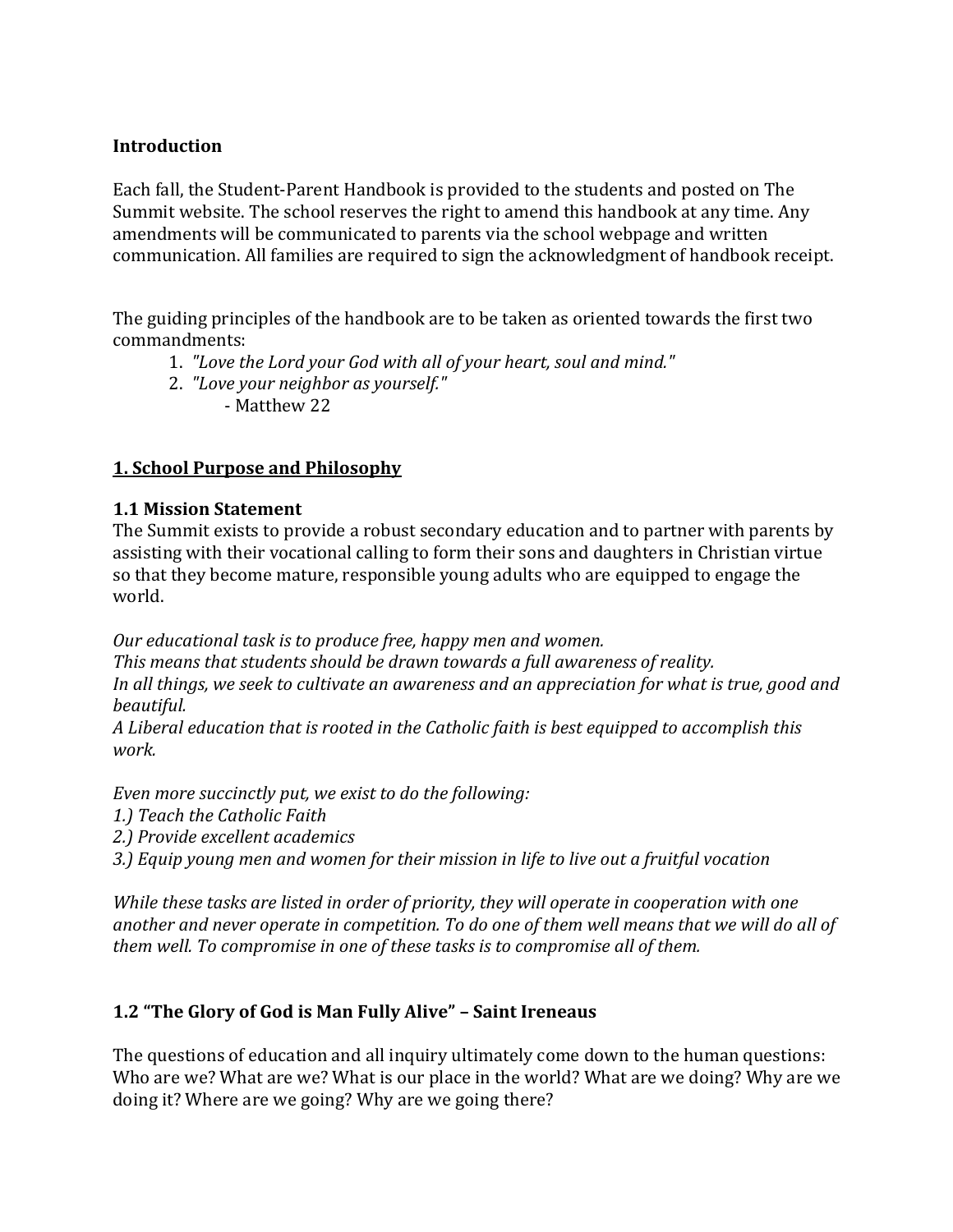**Introduction**

Each fall, the Student-Parent Handbook is provided to the students and posted on The Summit website. The school reserves the right to amend this handbook at any time. Any amendments will be communicated to parents via the school webpage and written communication. All families are required to sign the acknowledgment of handbook receipt.

The guiding principles of the handbook are to be taken as oriented towards the first two commandments:

1. *"Love the Lord your God with all of your heart, soul and mind."*
2. *"Love your neighbor as yourself."*
   - Matthew 22

## 1. School Purpose and Philosophy

### 1.1 Mission Statement

The Summit exists to provide a robust secondary education and to partner with parents by assisting with their vocational calling to form their sons and daughters in Christian virtue so that they become mature, responsible young adults who are equipped to engage the world.

*Our educational task is to produce free, happy men and women.*
*This means that students should be drawn towards a full awareness of reality.*
*In all things, we seek to cultivate an awareness and an appreciation for what is true, good and beautiful.*
*A Liberal education that is rooted in the Catholic faith is best equipped to accomplish this work.*

*Even more succinctly put, we exist to do the following:*
*1.) Teach the Catholic Faith*
*2.) Provide excellent academics*
*3.) Equip young men and women for their mission in life to live out a fruitful vocation*

*While these tasks are listed in order of priority, they will operate in cooperation with one another and never operate in competition. To do one of them well means that we will do all of them well. To compromise in one of these tasks is to compromise all of them.*

### 1.2 "The Glory of God is Man Fully Alive" – Saint Ireneaus

The questions of education and all inquiry ultimately come down to the human questions: Who are we? What are we? What is our place in the world? What are we doing? Why are we doing it? Where are we going? Why are we going there?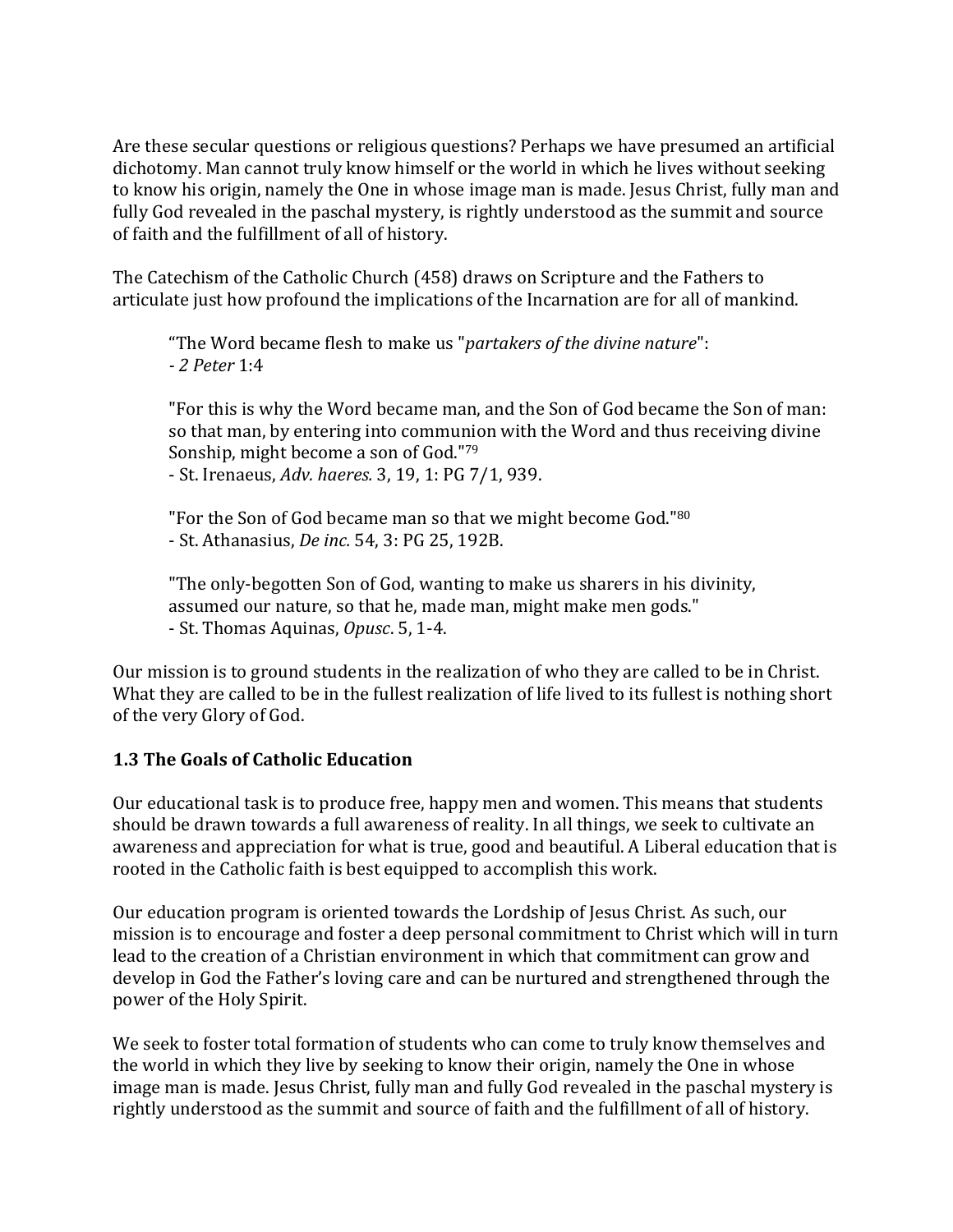Are these secular questions or religious questions? Perhaps we have presumed an artificial dichotomy. Man cannot truly know himself or the world in which he lives without seeking to know his origin, namely the One in whose image man is made. Jesus Christ, fully man and fully God revealed in the paschal mystery, is rightly understood as the summit and source of faith and the fulfillment of all of history.

The Catechism of the Catholic Church (458) draws on Scripture and the Fathers to articulate just how profound the implications of the Incarnation are for all of mankind.

> "The Word became flesh to make us "*partakers of the divine nature*":
> - *2 Peter* 1:4
>
> "For this is why the Word became man, and the Son of God became the Son of man: so that man, by entering into communion with the Word and thus receiving divine Sonship, might become a son of God."[79]
> - St. Irenaeus, *Adv. haeres.* 3, 19, 1: PG 7/1, 939.
>
> "For the Son of God became man so that we might become God."[80]
> - St. Athanasius, *De inc.* 54, 3: PG 25, 192B.
>
> "The only-begotten Son of God, wanting to make us sharers in his divinity, assumed our nature, so that he, made man, might make men gods."
> - St. Thomas Aquinas, *Opusc*. 5, 1-4.

Our mission is to ground students in the realization of who they are called to be in Christ. What they are called to be in the fullest realization of life lived to its fullest is nothing short of the very Glory of God.

### 1.3 The Goals of Catholic Education

Our educational task is to produce free, happy men and women. This means that students should be drawn towards a full awareness of reality. In all things, we seek to cultivate an awareness and appreciation for what is true, good and beautiful. A Liberal education that is rooted in the Catholic faith is best equipped to accomplish this work.

Our education program is oriented towards the Lordship of Jesus Christ. As such, our mission is to encourage and foster a deep personal commitment to Christ which will in turn lead to the creation of a Christian environment in which that commitment can grow and develop in God the Father's loving care and can be nurtured and strengthened through the power of the Holy Spirit.

We seek to foster total formation of students who can come to truly know themselves and the world in which they live by seeking to know their origin, namely the One in whose image man is made. Jesus Christ, fully man and fully God revealed in the paschal mystery is rightly understood as the summit and source of faith and the fulfillment of all of history.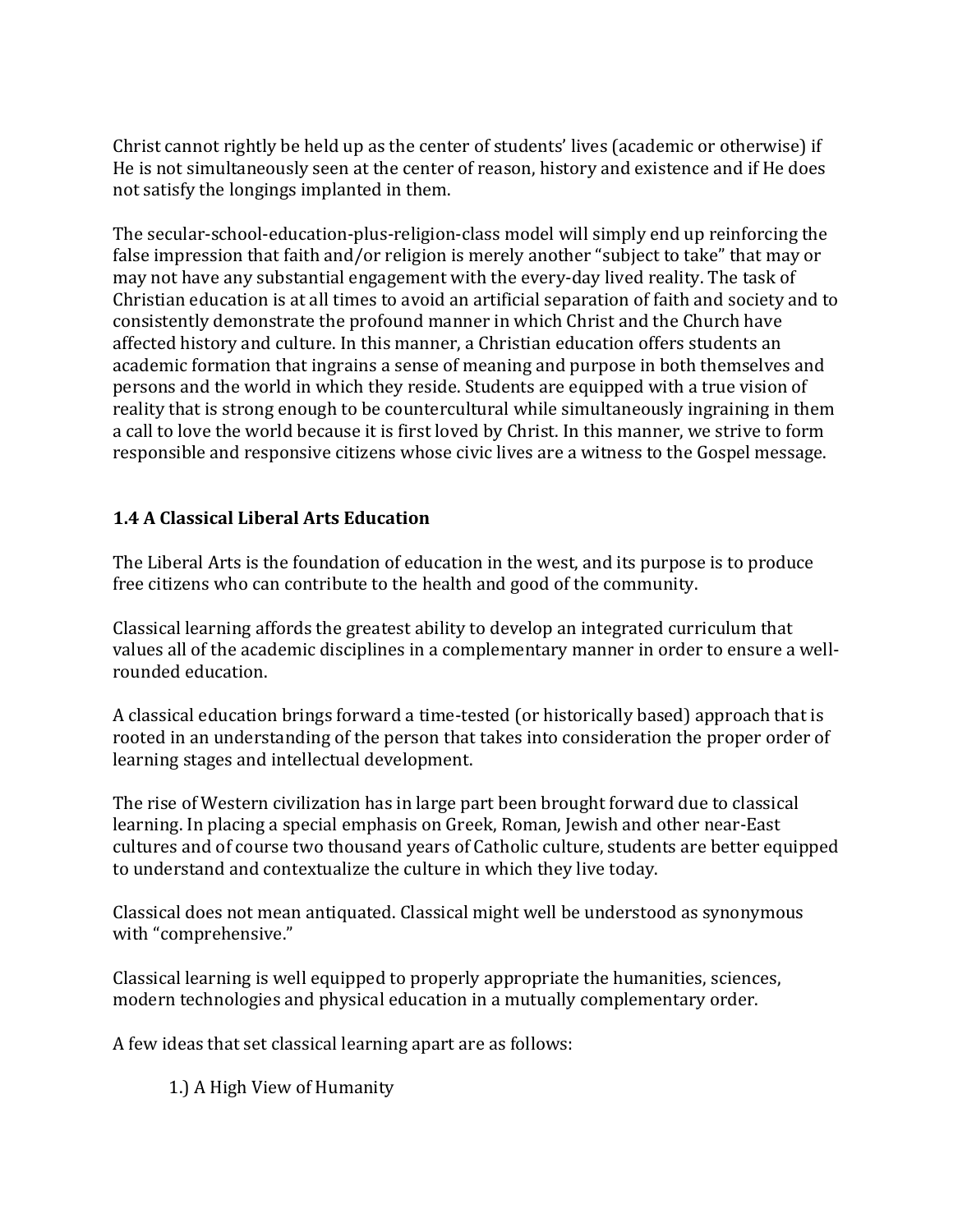Christ cannot rightly be held up as the center of students' lives (academic or otherwise) if He is not simultaneously seen at the center of reason, history and existence and if He does not satisfy the longings implanted in them.

The secular-school-education-plus-religion-class model will simply end up reinforcing the false impression that faith and/or religion is merely another "subject to take" that may or may not have any substantial engagement with the every-day lived reality. The task of Christian education is at all times to avoid an artificial separation of faith and society and to consistently demonstrate the profound manner in which Christ and the Church have affected history and culture. In this manner, a Christian education offers students an academic formation that ingrains a sense of meaning and purpose in both themselves and persons and the world in which they reside. Students are equipped with a true vision of reality that is strong enough to be countercultural while simultaneously ingraining in them a call to love the world because it is first loved by Christ. In this manner, we strive to form responsible and responsive citizens whose civic lives are a witness to the Gospel message.

### 1.4 A Classical Liberal Arts Education

The Liberal Arts is the foundation of education in the west, and its purpose is to produce free citizens who can contribute to the health and good of the community.

Classical learning affords the greatest ability to develop an integrated curriculum that values all of the academic disciplines in a complementary manner in order to ensure a well-rounded education.

A classical education brings forward a time-tested (or historically based) approach that is rooted in an understanding of the person that takes into consideration the proper order of learning stages and intellectual development.

The rise of Western civilization has in large part been brought forward due to classical learning. In placing a special emphasis on Greek, Roman, Jewish and other near-East cultures and of course two thousand years of Catholic culture, students are better equipped to understand and contextualize the culture in which they live today.

Classical does not mean antiquated. Classical might well be understood as synonymous with "comprehensive."

Classical learning is well equipped to properly appropriate the humanities, sciences, modern technologies and physical education in a mutually complementary order.

A few ideas that set classical learning apart are as follows:

1.) A High View of Humanity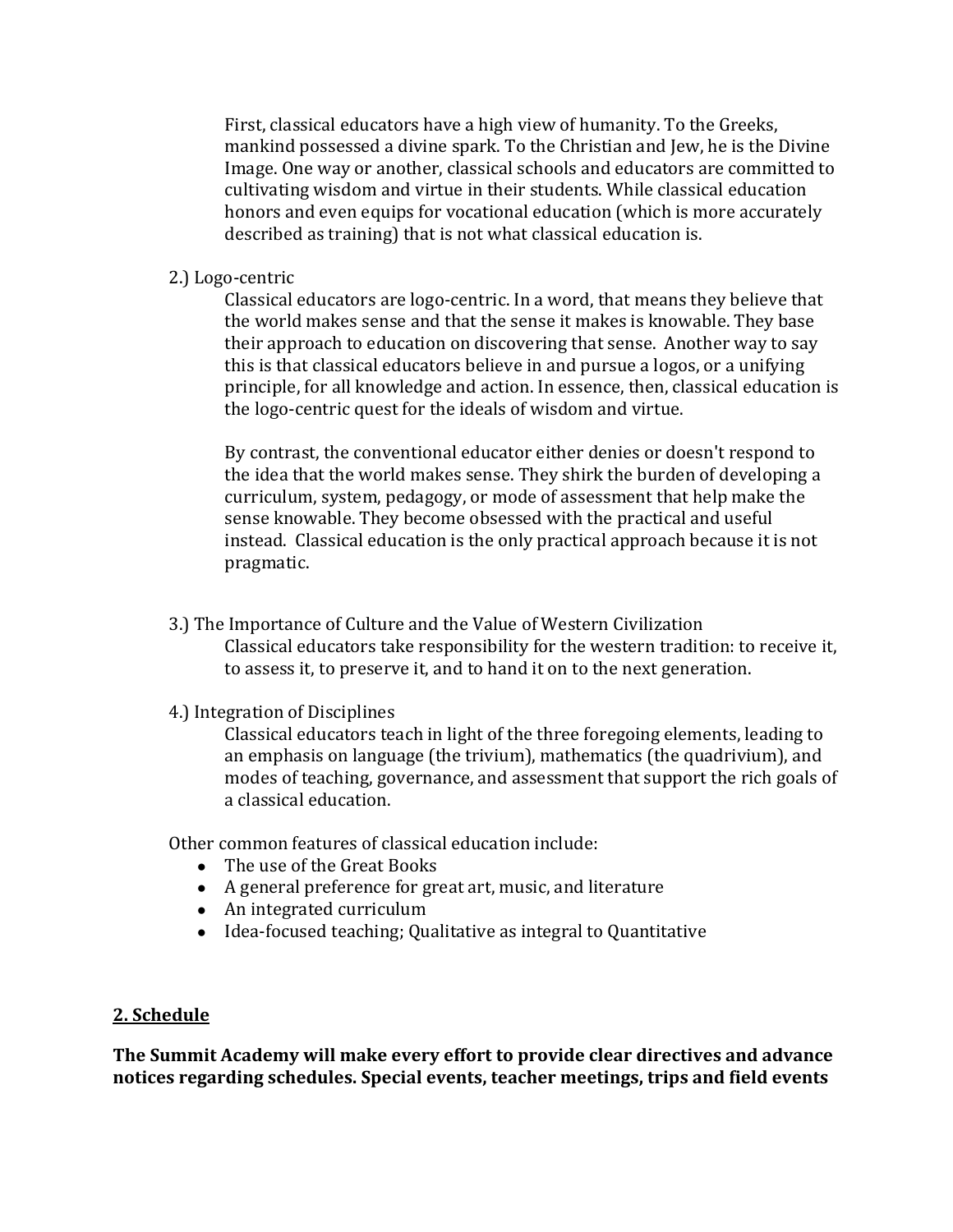First, classical educators have a high view of humanity. To the Greeks, mankind possessed a divine spark. To the Christian and Jew, he is the Divine Image. One way or another, classical schools and educators are committed to cultivating wisdom and virtue in their students. While classical education honors and even equips for vocational education (which is more accurately described as training) that is not what classical education is.

2.) Logo-centric

Classical educators are logo-centric. In a word, that means they believe that the world makes sense and that the sense it makes is knowable. They base their approach to education on discovering that sense. Another way to say this is that classical educators believe in and pursue a logos, or a unifying principle, for all knowledge and action. In essence, then, classical education is the logo-centric quest for the ideals of wisdom and virtue.

By contrast, the conventional educator either denies or doesn't respond to the idea that the world makes sense. They shirk the burden of developing a curriculum, system, pedagogy, or mode of assessment that help make the sense knowable. They become obsessed with the practical and useful instead. Classical education is the only practical approach because it is not pragmatic.

3.) The Importance of Culture and the Value of Western Civilization

Classical educators take responsibility for the western tradition: to receive it, to assess it, to preserve it, and to hand it on to the next generation.

4.) Integration of Disciplines

Classical educators teach in light of the three foregoing elements, leading to an emphasis on language (the trivium), mathematics (the quadrivium), and modes of teaching, governance, and assessment that support the rich goals of a classical education.

Other common features of classical education include:

- The use of the Great Books
- A general preference for great art, music, and literature
- An integrated curriculum
- Idea-focused teaching; Qualitative as integral to Quantitative

## 2. Schedule

**The Summit Academy will make every effort to provide clear directives and advance notices regarding schedules. Special events, teacher meetings, trips and field events**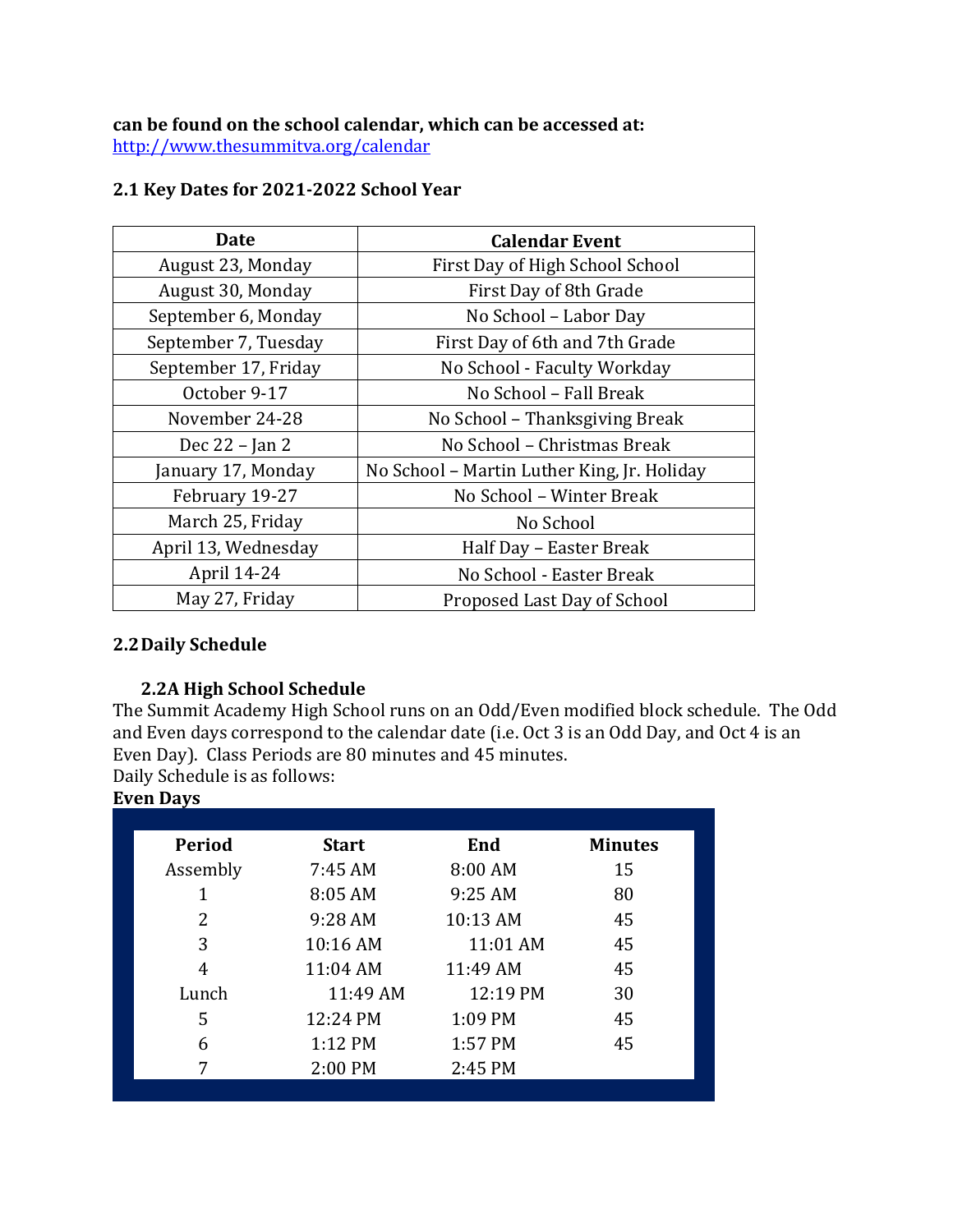**can be found on the school calendar, which can be accessed at:**
http://www.thesummitva.org/calendar

### 2.1 Key Dates for 2021-2022 School Year

| Date | Calendar Event |
|---|---|
| August 23, Monday | First Day of High School School |
| August 30, Monday | First Day of 8th Grade |
| September 6, Monday | No School – Labor Day |
| September 7, Tuesday | First Day of 6th and 7th Grade |
| September 17, Friday | No School - Faculty Workday |
| October 9-17 | No School – Fall Break |
| November 24-28 | No School – Thanksgiving Break |
| Dec 22 – Jan 2 | No School – Christmas Break |
| January 17, Monday | No School – Martin Luther King, Jr. Holiday |
| February 19-27 | No School – Winter Break |
| March 25, Friday | No School |
| April 13, Wednesday | Half Day – Easter Break |
| April 14-24 | No School - Easter Break |
| May 27, Friday | Proposed Last Day of School |

### 2.2 Daily Schedule

#### 2.2A High School Schedule

The Summit Academy High School runs on an Odd/Even modified block schedule. The Odd and Even days correspond to the calendar date (i.e. Oct 3 is an Odd Day, and Oct 4 is an Even Day). Class Periods are 80 minutes and 45 minutes.
Daily Schedule is as follows:

**Even Days**

| Period | Start | End | Minutes |
|---|---|---|---|
| Assembly | 7:45 AM | 8:00 AM | 15 |
| 1 | 8:05 AM | 9:25 AM | 80 |
| 2 | 9:28 AM | 10:13 AM | 45 |
| 3 | 10:16 AM | 11:01 AM | 45 |
| 4 | 11:04 AM | 11:49 AM | 45 |
| Lunch | 11:49 AM | 12:19 PM | 30 |
| 5 | 12:24 PM | 1:09 PM | 45 |
| 6 | 1:12 PM | 1:57 PM | 45 |
| 7 | 2:00 PM | 2:45 PM | |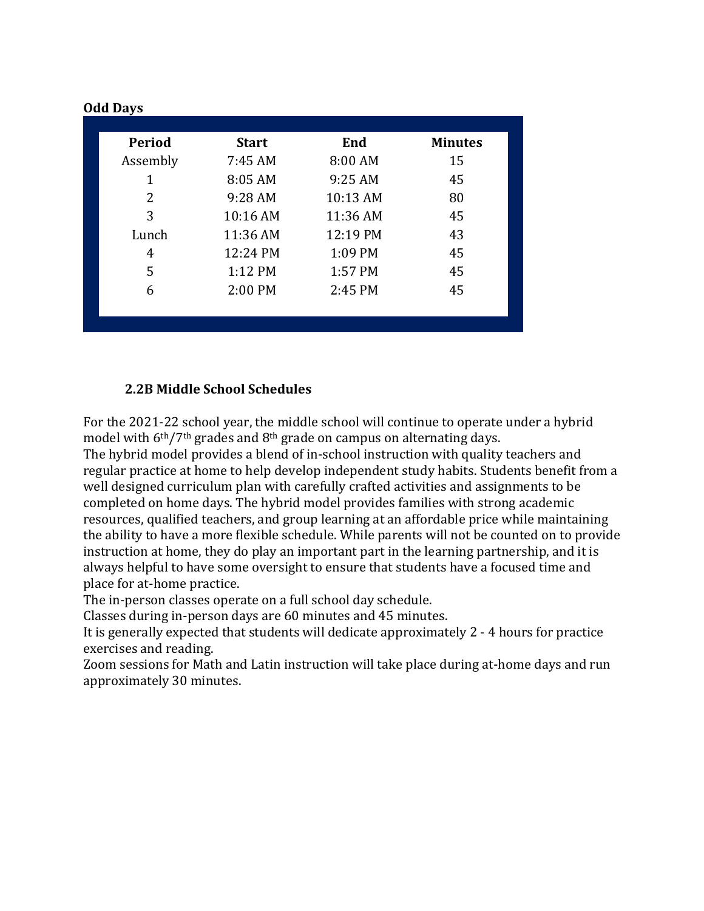**Odd Days**

| Period | Start | End | Minutes |
|---|---|---|---|
| Assembly | 7:45 AM | 8:00 AM | 15 |
| 1 | 8:05 AM | 9:25 AM | 45 |
| 2 | 9:28 AM | 10:13 AM | 80 |
| 3 | 10:16 AM | 11:36 AM | 45 |
| Lunch | 11:36 AM | 12:19 PM | 43 |
| 4 | 12:24 PM | 1:09 PM | 45 |
| 5 | 1:12 PM | 1:57 PM | 45 |
| 6 | 2:00 PM | 2:45 PM | 45 |

### 2.2B Middle School Schedules

For the 2021-22 school year, the middle school will continue to operate under a hybrid model with 6th/7th grades and 8th grade on campus on alternating days.

The hybrid model provides a blend of in-school instruction with quality teachers and regular practice at home to help develop independent study habits. Students benefit from a well designed curriculum plan with carefully crafted activities and assignments to be completed on home days. The hybrid model provides families with strong academic resources, qualified teachers, and group learning at an affordable price while maintaining the ability to have a more flexible schedule. While parents will not be counted on to provide instruction at home, they do play an important part in the learning partnership, and it is always helpful to have some oversight to ensure that students have a focused time and place for at-home practice.

The in-person classes operate on a full school day schedule.

Classes during in-person days are 60 minutes and 45 minutes.

It is generally expected that students will dedicate approximately 2 - 4 hours for practice exercises and reading.

Zoom sessions for Math and Latin instruction will take place during at-home days and run approximately 30 minutes.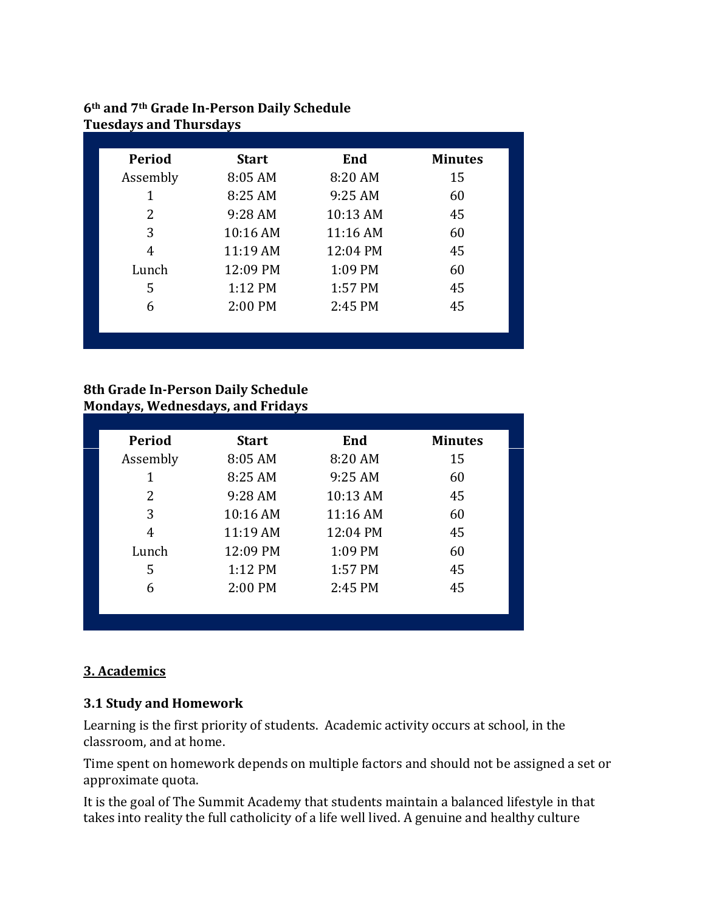**6th and 7th Grade In-Person Daily Schedule**
**Tuesdays and Thursdays**

| Period | Start | End | Minutes |
|---|---|---|---|
| Assembly | 8:05 AM | 8:20 AM | 15 |
| 1 | 8:25 AM | 9:25 AM | 60 |
| 2 | 9:28 AM | 10:13 AM | 45 |
| 3 | 10:16 AM | 11:16 AM | 60 |
| 4 | 11:19 AM | 12:04 PM | 45 |
| Lunch | 12:09 PM | 1:09 PM | 60 |
| 5 | 1:12 PM | 1:57 PM | 45 |
| 6 | 2:00 PM | 2:45 PM | 45 |

**8th Grade In-Person Daily Schedule**
**Mondays, Wednesdays, and Fridays**

| Period | Start | End | Minutes |
|---|---|---|---|
| Assembly | 8:05 AM | 8:20 AM | 15 |
| 1 | 8:25 AM | 9:25 AM | 60 |
| 2 | 9:28 AM | 10:13 AM | 45 |
| 3 | 10:16 AM | 11:16 AM | 60 |
| 4 | 11:19 AM | 12:04 PM | 45 |
| Lunch | 12:09 PM | 1:09 PM | 60 |
| 5 | 1:12 PM | 1:57 PM | 45 |
| 6 | 2:00 PM | 2:45 PM | 45 |

## 3. Academics

### 3.1 Study and Homework

Learning is the first priority of students. Academic activity occurs at school, in the classroom, and at home.

Time spent on homework depends on multiple factors and should not be assigned a set or approximate quota.

It is the goal of The Summit Academy that students maintain a balanced lifestyle in that takes into reality the full catholicity of a life well lived. A genuine and healthy culture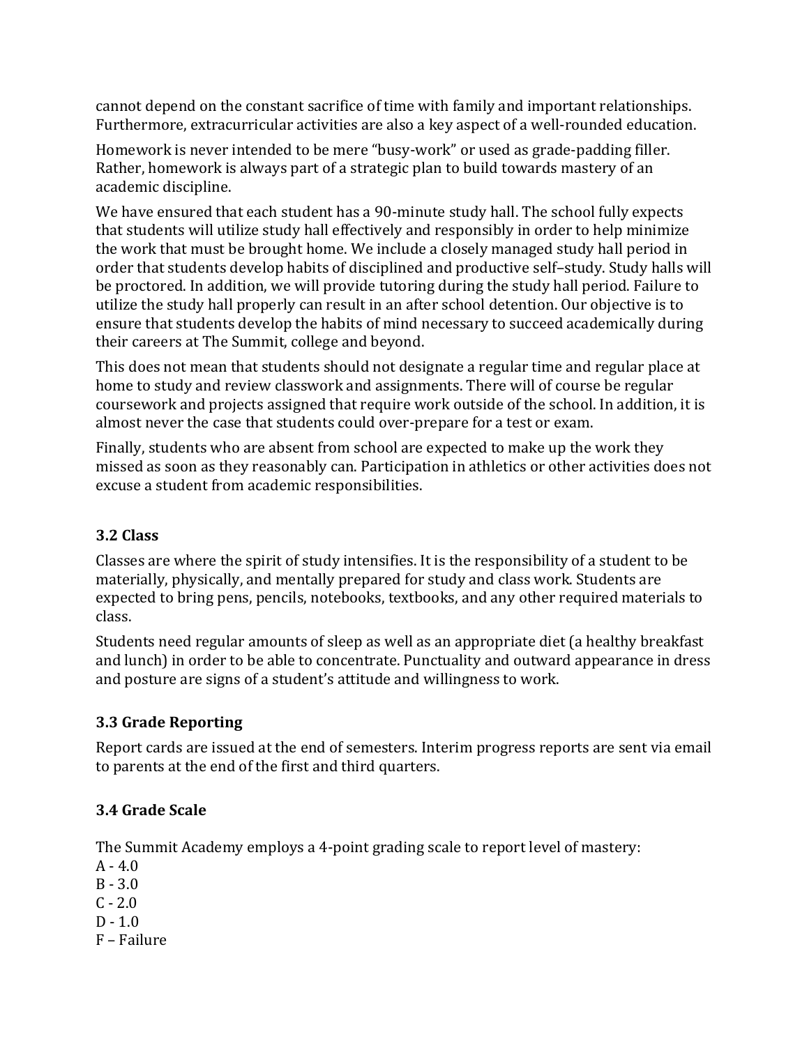cannot depend on the constant sacrifice of time with family and important relationships. Furthermore, extracurricular activities are also a key aspect of a well-rounded education.

Homework is never intended to be mere "busy-work" or used as grade-padding filler. Rather, homework is always part of a strategic plan to build towards mastery of an academic discipline.

We have ensured that each student has a 90-minute study hall. The school fully expects that students will utilize study hall effectively and responsibly in order to help minimize the work that must be brought home. We include a closely managed study hall period in order that students develop habits of disciplined and productive self–study. Study halls will be proctored. In addition, we will provide tutoring during the study hall period. Failure to utilize the study hall properly can result in an after school detention. Our objective is to ensure that students develop the habits of mind necessary to succeed academically during their careers at The Summit, college and beyond.

This does not mean that students should not designate a regular time and regular place at home to study and review classwork and assignments. There will of course be regular coursework and projects assigned that require work outside of the school. In addition, it is almost never the case that students could over-prepare for a test or exam.

Finally, students who are absent from school are expected to make up the work they missed as soon as they reasonably can. Participation in athletics or other activities does not excuse a student from academic responsibilities.

### 3.2 Class

Classes are where the spirit of study intensifies. It is the responsibility of a student to be materially, physically, and mentally prepared for study and class work. Students are expected to bring pens, pencils, notebooks, textbooks, and any other required materials to class.

Students need regular amounts of sleep as well as an appropriate diet (a healthy breakfast and lunch) in order to be able to concentrate. Punctuality and outward appearance in dress and posture are signs of a student's attitude and willingness to work.

### 3.3 Grade Reporting

Report cards are issued at the end of semesters. Interim progress reports are sent via email to parents at the end of the first and third quarters.

### 3.4 Grade Scale

The Summit Academy employs a 4-point grading scale to report level of mastery:

A - 4.0
B - 3.0
C - 2.0
D - 1.0
F – Failure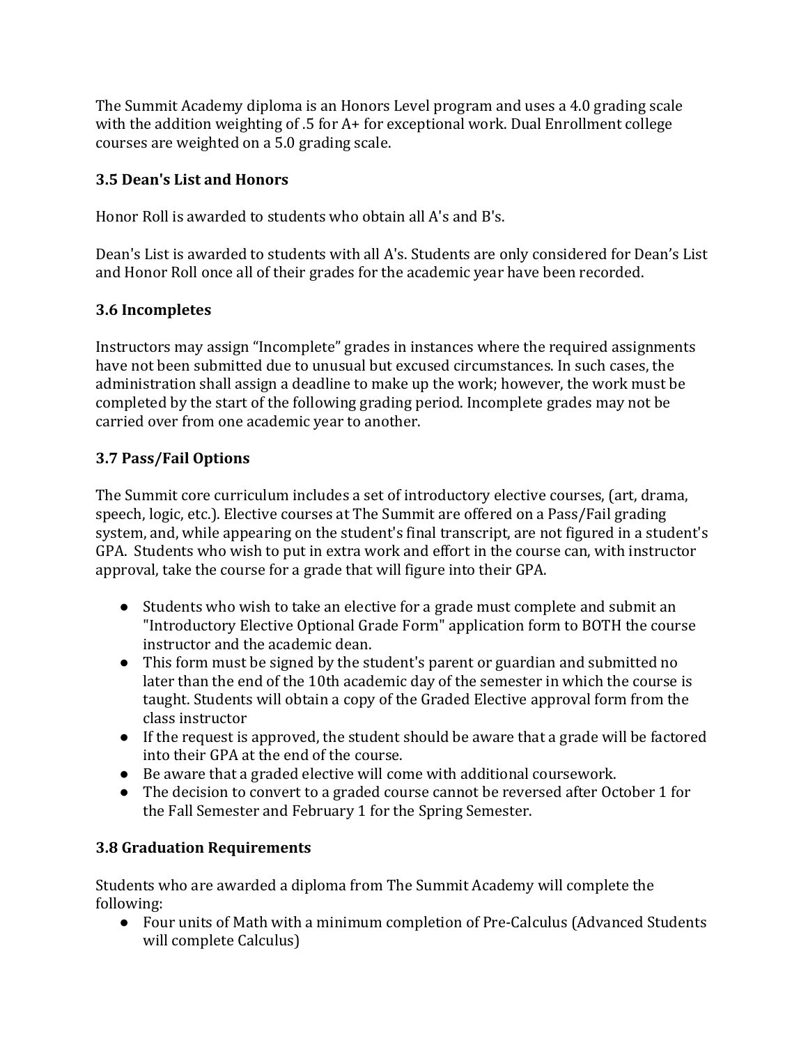The Summit Academy diploma is an Honors Level program and uses a 4.0 grading scale with the addition weighting of .5 for A+ for exceptional work. Dual Enrollment college courses are weighted on a 5.0 grading scale.

### 3.5 Dean's List and Honors

Honor Roll is awarded to students who obtain all A's and B's.

Dean's List is awarded to students with all A's. Students are only considered for Dean's List and Honor Roll once all of their grades for the academic year have been recorded.

### 3.6 Incompletes

Instructors may assign "Incomplete" grades in instances where the required assignments have not been submitted due to unusual but excused circumstances. In such cases, the administration shall assign a deadline to make up the work; however, the work must be completed by the start of the following grading period. Incomplete grades may not be carried over from one academic year to another.

### 3.7 Pass/Fail Options

The Summit core curriculum includes a set of introductory elective courses, (art, drama, speech, logic, etc.). Elective courses at The Summit are offered on a Pass/Fail grading system, and, while appearing on the student's final transcript, are not figured in a student's GPA. Students who wish to put in extra work and effort in the course can, with instructor approval, take the course for a grade that will figure into their GPA.

- Students who wish to take an elective for a grade must complete and submit an "Introductory Elective Optional Grade Form" application form to BOTH the course instructor and the academic dean.
- This form must be signed by the student's parent or guardian and submitted no later than the end of the 10th academic day of the semester in which the course is taught. Students will obtain a copy of the Graded Elective approval form from the class instructor
- If the request is approved, the student should be aware that a grade will be factored into their GPA at the end of the course.
- Be aware that a graded elective will come with additional coursework.
- The decision to convert to a graded course cannot be reversed after October 1 for the Fall Semester and February 1 for the Spring Semester.

### 3.8 Graduation Requirements

Students who are awarded a diploma from The Summit Academy will complete the following:

- Four units of Math with a minimum completion of Pre-Calculus (Advanced Students will complete Calculus)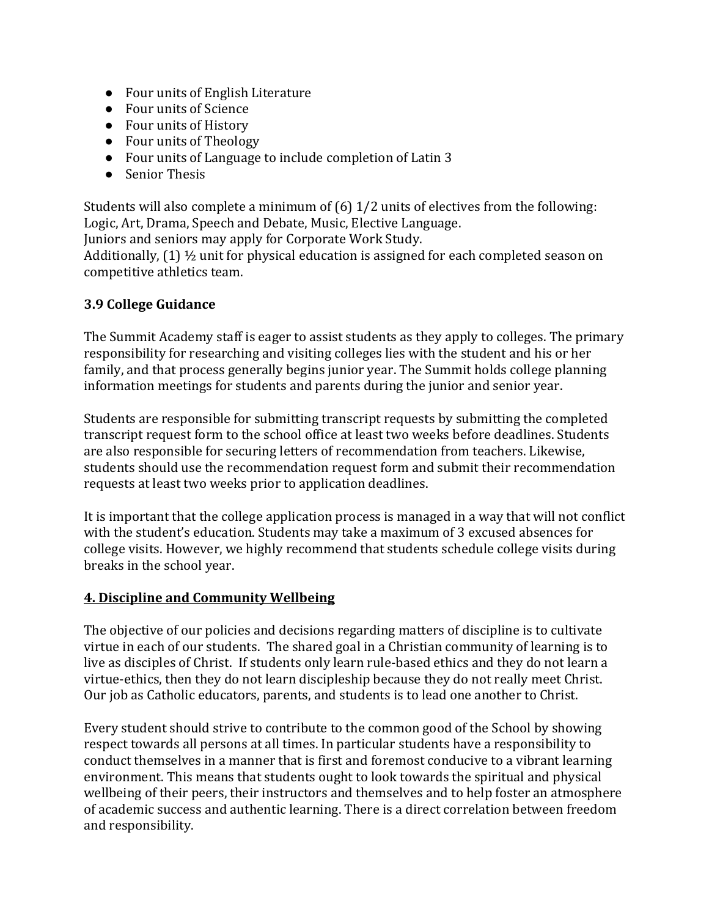- Four units of English Literature
- Four units of Science
- Four units of History
- Four units of Theology
- Four units of Language to include completion of Latin 3
- Senior Thesis

Students will also complete a minimum of (6) 1/2 units of electives from the following: Logic, Art, Drama, Speech and Debate, Music, Elective Language.
Juniors and seniors may apply for Corporate Work Study.
Additionally, (1) ½ unit for physical education is assigned for each completed season on competitive athletics team.

### 3.9 College Guidance

The Summit Academy staff is eager to assist students as they apply to colleges. The primary responsibility for researching and visiting colleges lies with the student and his or her family, and that process generally begins junior year. The Summit holds college planning information meetings for students and parents during the junior and senior year.

Students are responsible for submitting transcript requests by submitting the completed transcript request form to the school office at least two weeks before deadlines. Students are also responsible for securing letters of recommendation from teachers. Likewise, students should use the recommendation request form and submit their recommendation requests at least two weeks prior to application deadlines.

It is important that the college application process is managed in a way that will not conflict with the student's education. Students may take a maximum of 3 excused absences for college visits. However, we highly recommend that students schedule college visits during breaks in the school year.

## 4. Discipline and Community Wellbeing

The objective of our policies and decisions regarding matters of discipline is to cultivate virtue in each of our students. The shared goal in a Christian community of learning is to live as disciples of Christ. If students only learn rule-based ethics and they do not learn a virtue-ethics, then they do not learn discipleship because they do not really meet Christ. Our job as Catholic educators, parents, and students is to lead one another to Christ.

Every student should strive to contribute to the common good of the School by showing respect towards all persons at all times. In particular students have a responsibility to conduct themselves in a manner that is first and foremost conducive to a vibrant learning environment. This means that students ought to look towards the spiritual and physical wellbeing of their peers, their instructors and themselves and to help foster an atmosphere of academic success and authentic learning. There is a direct correlation between freedom and responsibility.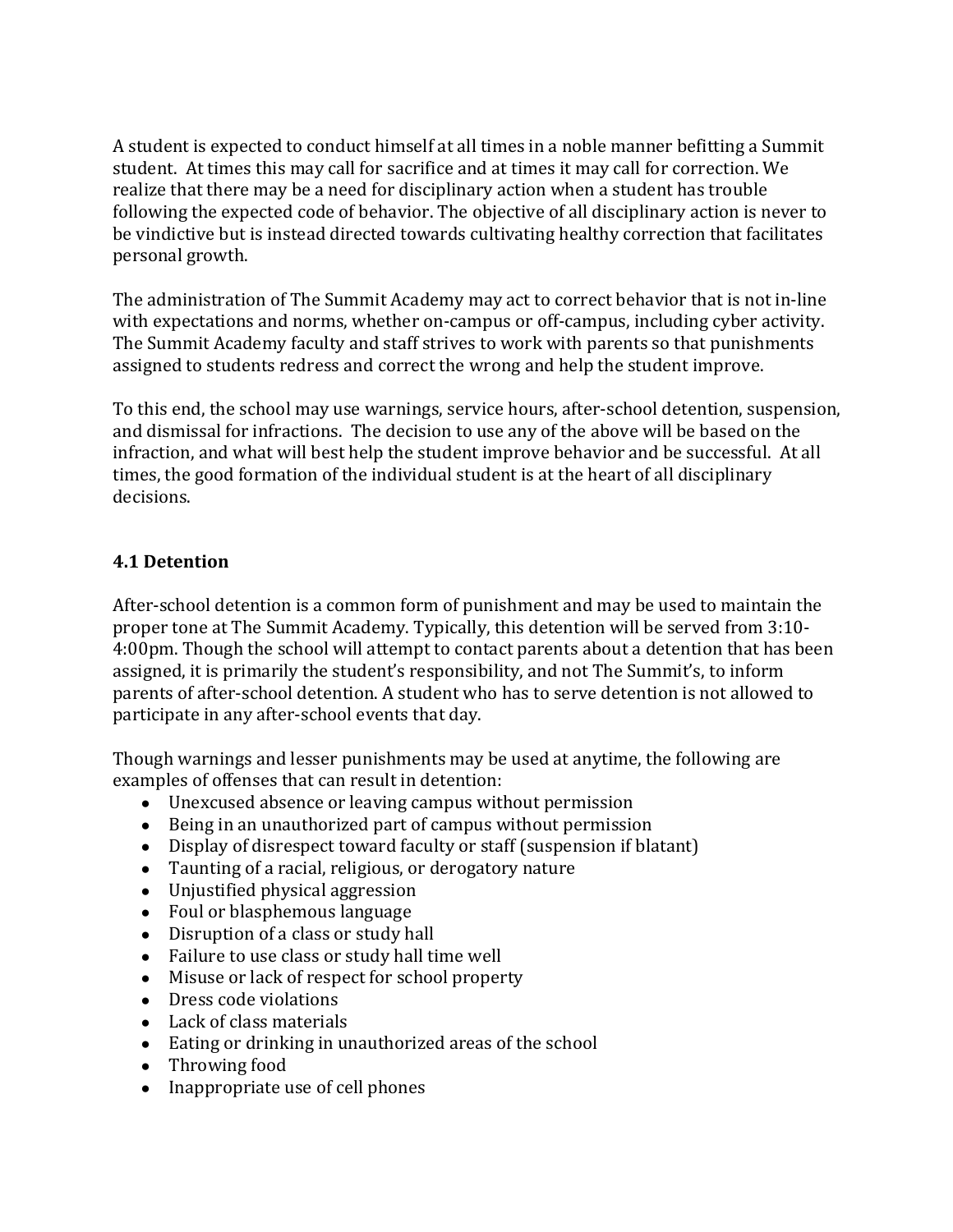A student is expected to conduct himself at all times in a noble manner befitting a Summit student. At times this may call for sacrifice and at times it may call for correction. We realize that there may be a need for disciplinary action when a student has trouble following the expected code of behavior. The objective of all disciplinary action is never to be vindictive but is instead directed towards cultivating healthy correction that facilitates personal growth.

The administration of The Summit Academy may act to correct behavior that is not in-line with expectations and norms, whether on-campus or off-campus, including cyber activity. The Summit Academy faculty and staff strives to work with parents so that punishments assigned to students redress and correct the wrong and help the student improve.

To this end, the school may use warnings, service hours, after-school detention, suspension, and dismissal for infractions. The decision to use any of the above will be based on the infraction, and what will best help the student improve behavior and be successful. At all times, the good formation of the individual student is at the heart of all disciplinary decisions.

### 4.1 Detention

After-school detention is a common form of punishment and may be used to maintain the proper tone at The Summit Academy. Typically, this detention will be served from 3:10-4:00pm. Though the school will attempt to contact parents about a detention that has been assigned, it is primarily the student's responsibility, and not The Summit's, to inform parents of after-school detention. A student who has to serve detention is not allowed to participate in any after-school events that day.

Though warnings and lesser punishments may be used at anytime, the following are examples of offenses that can result in detention:

- Unexcused absence or leaving campus without permission
- Being in an unauthorized part of campus without permission
- Display of disrespect toward faculty or staff (suspension if blatant)
- Taunting of a racial, religious, or derogatory nature
- Unjustified physical aggression
- Foul or blasphemous language
- Disruption of a class or study hall
- Failure to use class or study hall time well
- Misuse or lack of respect for school property
- Dress code violations
- Lack of class materials
- Eating or drinking in unauthorized areas of the school
- Throwing food
- Inappropriate use of cell phones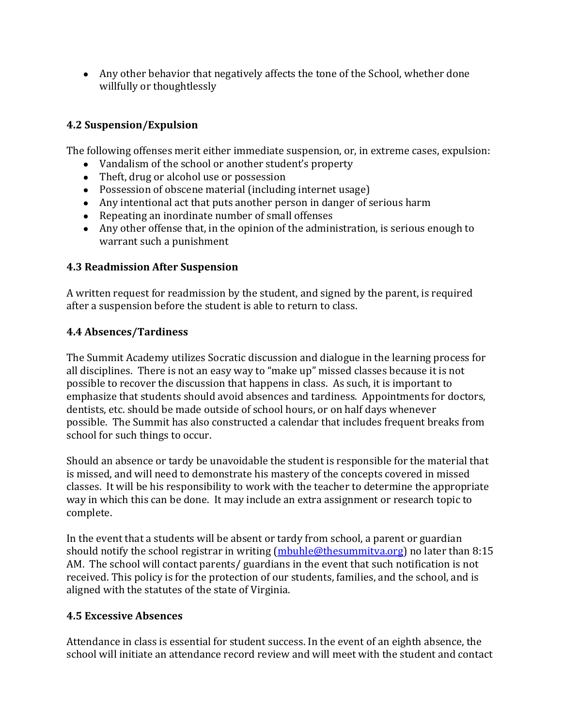- Any other behavior that negatively affects the tone of the School, whether done willfully or thoughtlessly

### 4.2 Suspension/Expulsion

The following offenses merit either immediate suspension, or, in extreme cases, expulsion:

- Vandalism of the school or another student's property
- Theft, drug or alcohol use or possession
- Possession of obscene material (including internet usage)
- Any intentional act that puts another person in danger of serious harm
- Repeating an inordinate number of small offenses
- Any other offense that, in the opinion of the administration, is serious enough to warrant such a punishment

### 4.3 Readmission After Suspension

A written request for readmission by the student, and signed by the parent, is required after a suspension before the student is able to return to class.

### 4.4 Absences/Tardiness

The Summit Academy utilizes Socratic discussion and dialogue in the learning process for all disciplines. There is not an easy way to "make up" missed classes because it is not possible to recover the discussion that happens in class. As such, it is important to emphasize that students should avoid absences and tardiness. Appointments for doctors, dentists, etc. should be made outside of school hours, or on half days whenever possible. The Summit has also constructed a calendar that includes frequent breaks from school for such things to occur.

Should an absence or tardy be unavoidable the student is responsible for the material that is missed, and will need to demonstrate his mastery of the concepts covered in missed classes. It will be his responsibility to work with the teacher to determine the appropriate way in which this can be done. It may include an extra assignment or research topic to complete.

In the event that a students will be absent or tardy from school, a parent or guardian should notify the school registrar in writing (mbuhle@thesummitva.org) no later than 8:15 AM. The school will contact parents/ guardians in the event that such notification is not received. This policy is for the protection of our students, families, and the school, and is aligned with the statutes of the state of Virginia.

### 4.5 Excessive Absences

Attendance in class is essential for student success. In the event of an eighth absence, the school will initiate an attendance record review and will meet with the student and contact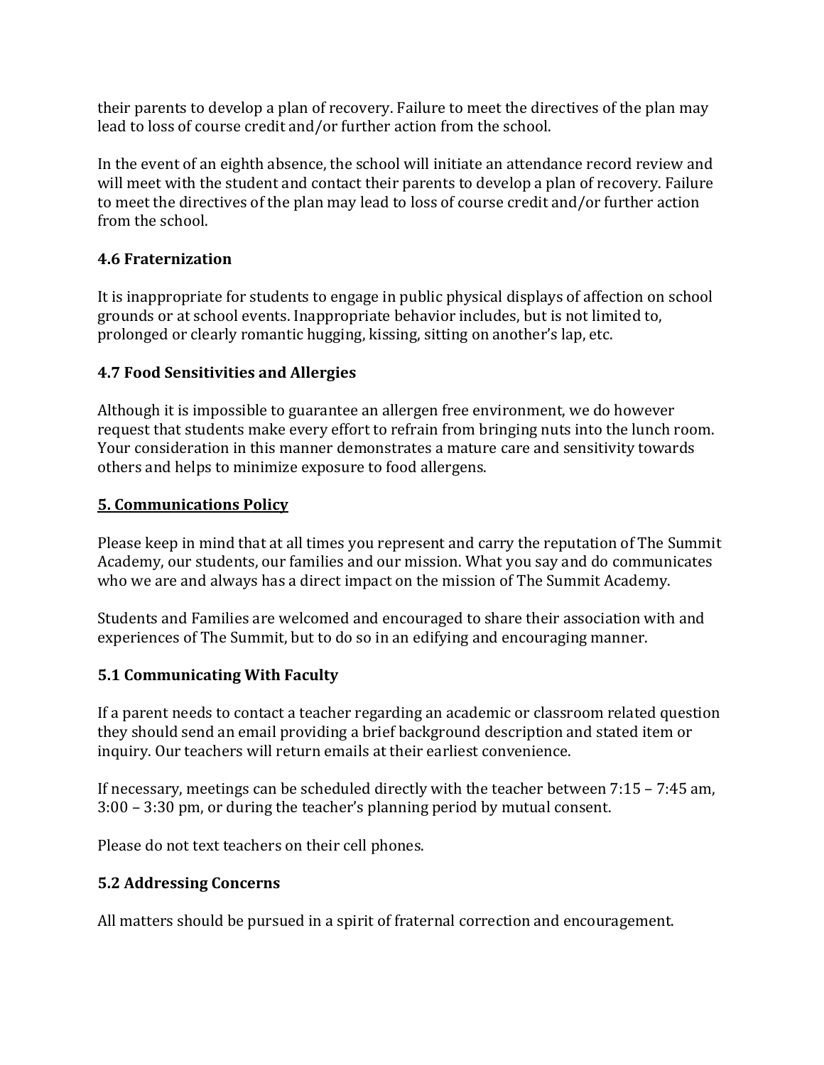their parents to develop a plan of recovery. Failure to meet the directives of the plan may lead to loss of course credit and/or further action from the school.

In the event of an eighth absence, the school will initiate an attendance record review and will meet with the student and contact their parents to develop a plan of recovery. Failure to meet the directives of the plan may lead to loss of course credit and/or further action from the school.

### 4.6 Fraternization

It is inappropriate for students to engage in public physical displays of affection on school grounds or at school events. Inappropriate behavior includes, but is not limited to, prolonged or clearly romantic hugging, kissing, sitting on another's lap, etc.

### 4.7 Food Sensitivities and Allergies

Although it is impossible to guarantee an allergen free environment, we do however request that students make every effort to refrain from bringing nuts into the lunch room. Your consideration in this manner demonstrates a mature care and sensitivity towards others and helps to minimize exposure to food allergens.

## 5. Communications Policy

Please keep in mind that at all times you represent and carry the reputation of The Summit Academy, our students, our families and our mission. What you say and do communicates who we are and always has a direct impact on the mission of The Summit Academy.

Students and Families are welcomed and encouraged to share their association with and experiences of The Summit, but to do so in an edifying and encouraging manner.

### 5.1 Communicating With Faculty

If a parent needs to contact a teacher regarding an academic or classroom related question they should send an email providing a brief background description and stated item or inquiry. Our teachers will return emails at their earliest convenience.

If necessary, meetings can be scheduled directly with the teacher between 7:15 – 7:45 am, 3:00 – 3:30 pm, or during the teacher's planning period by mutual consent.

Please do not text teachers on their cell phones.

### 5.2 Addressing Concerns

All matters should be pursued in a spirit of fraternal correction and encouragement.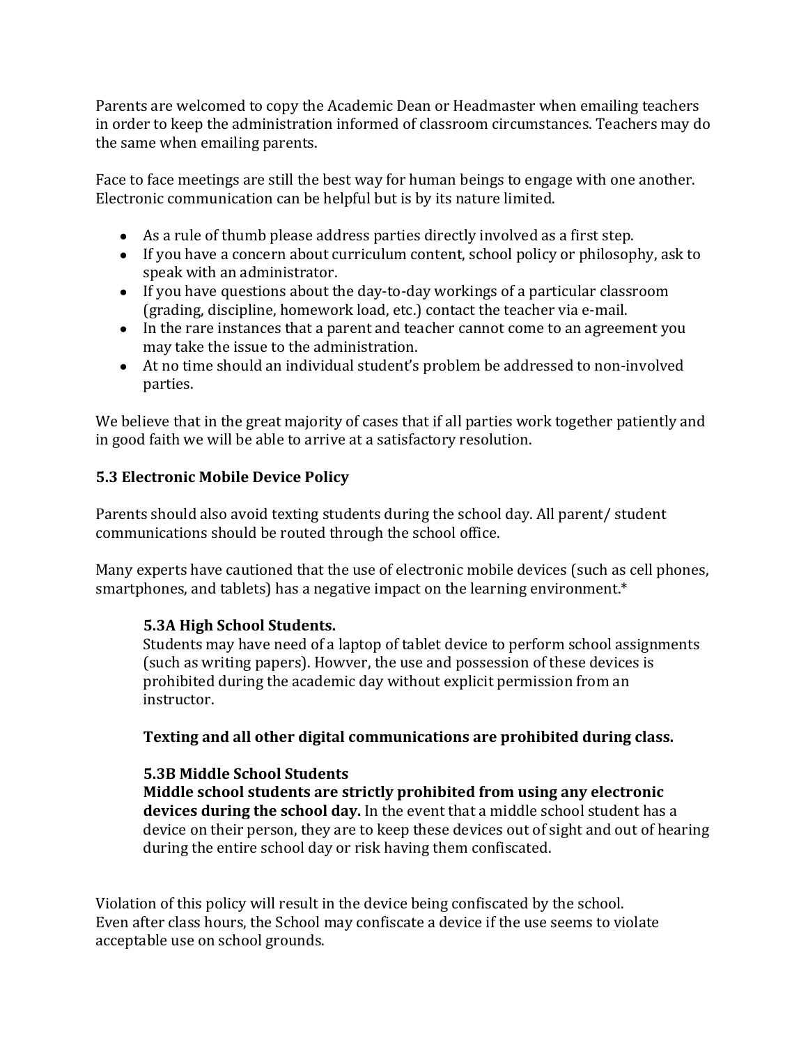Parents are welcomed to copy the Academic Dean or Headmaster when emailing teachers in order to keep the administration informed of classroom circumstances. Teachers may do the same when emailing parents.

Face to face meetings are still the best way for human beings to engage with one another. Electronic communication can be helpful but is by its nature limited.

- As a rule of thumb please address parties directly involved as a first step.
- If you have a concern about curriculum content, school policy or philosophy, ask to speak with an administrator.
- If you have questions about the day-to-day workings of a particular classroom (grading, discipline, homework load, etc.) contact the teacher via e-mail.
- In the rare instances that a parent and teacher cannot come to an agreement you may take the issue to the administration.
- At no time should an individual student's problem be addressed to non-involved parties.

We believe that in the great majority of cases that if all parties work together patiently and in good faith we will be able to arrive at a satisfactory resolution.

### 5.3 Electronic Mobile Device Policy

Parents should also avoid texting students during the school day. All parent/ student communications should be routed through the school office.

Many experts have cautioned that the use of electronic mobile devices (such as cell phones, smartphones, and tablets) has a negative impact on the learning environment.*

#### 5.3A High School Students.

Students may have need of a laptop of tablet device to perform school assignments (such as writing papers). Howver, the use and possession of these devices is prohibited during the academic day without explicit permission from an instructor.

**Texting and all other digital communications are prohibited during class.**

#### 5.3B Middle School Students

**Middle school students are strictly prohibited from using any electronic devices during the school day.** In the event that a middle school student has a device on their person, they are to keep these devices out of sight and out of hearing during the entire school day or risk having them confiscated.

Violation of this policy will result in the device being confiscated by the school.
Even after class hours, the School may confiscate a device if the use seems to violate acceptable use on school grounds.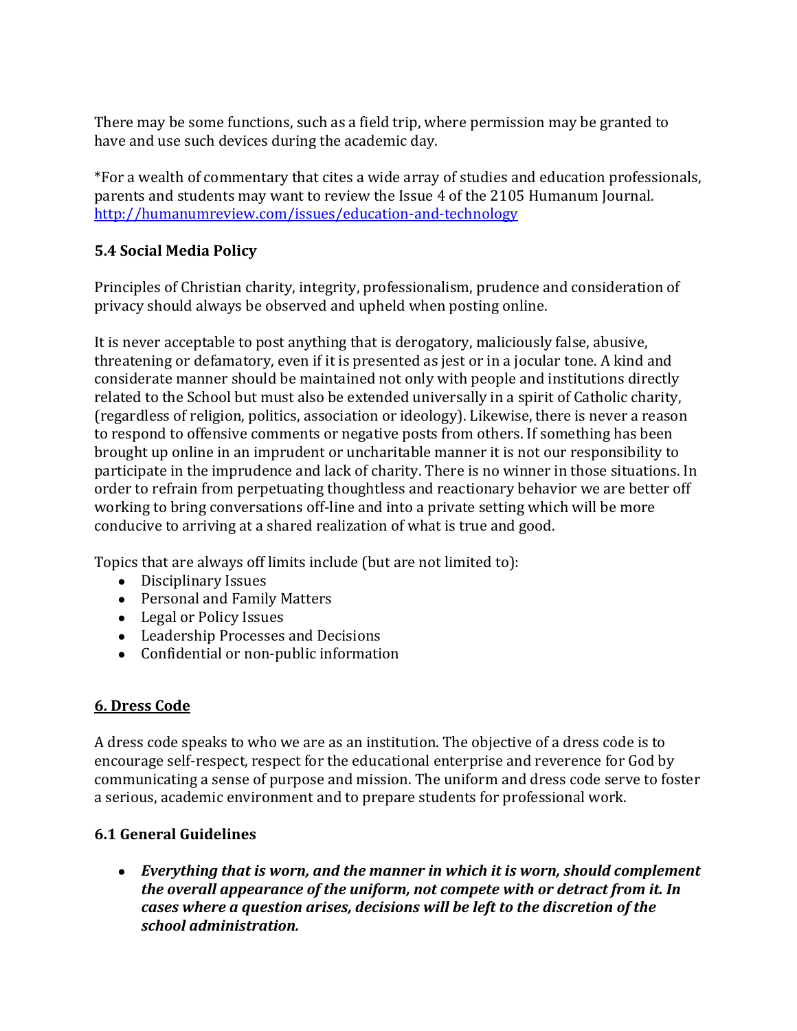There may be some functions, such as a field trip, where permission may be granted to have and use such devices during the academic day.

*For a wealth of commentary that cites a wide array of studies and education professionals, parents and students may want to review the Issue 4 of the 2105 Humanum Journal. [http://humanumreview.com/issues/education-and-technology](http://humanumreview.com/issues/education-and-technology)

### 5.4 Social Media Policy

Principles of Christian charity, integrity, professionalism, prudence and consideration of privacy should always be observed and upheld when posting online.

It is never acceptable to post anything that is derogatory, maliciously false, abusive, threatening or defamatory, even if it is presented as jest or in a jocular tone. A kind and considerate manner should be maintained not only with people and institutions directly related to the School but must also be extended universally in a spirit of Catholic charity, (regardless of religion, politics, association or ideology). Likewise, there is never a reason to respond to offensive comments or negative posts from others. If something has been brought up online in an imprudent or uncharitable manner it is not our responsibility to participate in the imprudence and lack of charity. There is no winner in those situations. In order to refrain from perpetuating thoughtless and reactionary behavior we are better off working to bring conversations off-line and into a private setting which will be more conducive to arriving at a shared realization of what is true and good.

Topics that are always off limits include (but are not limited to):

- Disciplinary Issues
- Personal and Family Matters
- Legal or Policy Issues
- Leadership Processes and Decisions
- Confidential or non-public information

## 6. Dress Code

A dress code speaks to who we are as an institution. The objective of a dress code is to encourage self-respect, respect for the educational enterprise and reverence for God by communicating a sense of purpose and mission. The uniform and dress code serve to foster a serious, academic environment and to prepare students for professional work.

### 6.1 General Guidelines

- ***Everything that is worn, and the manner in which it is worn, should complement the overall appearance of the uniform, not compete with or detract from it. In cases where a question arises, decisions will be left to the discretion of the school administration.***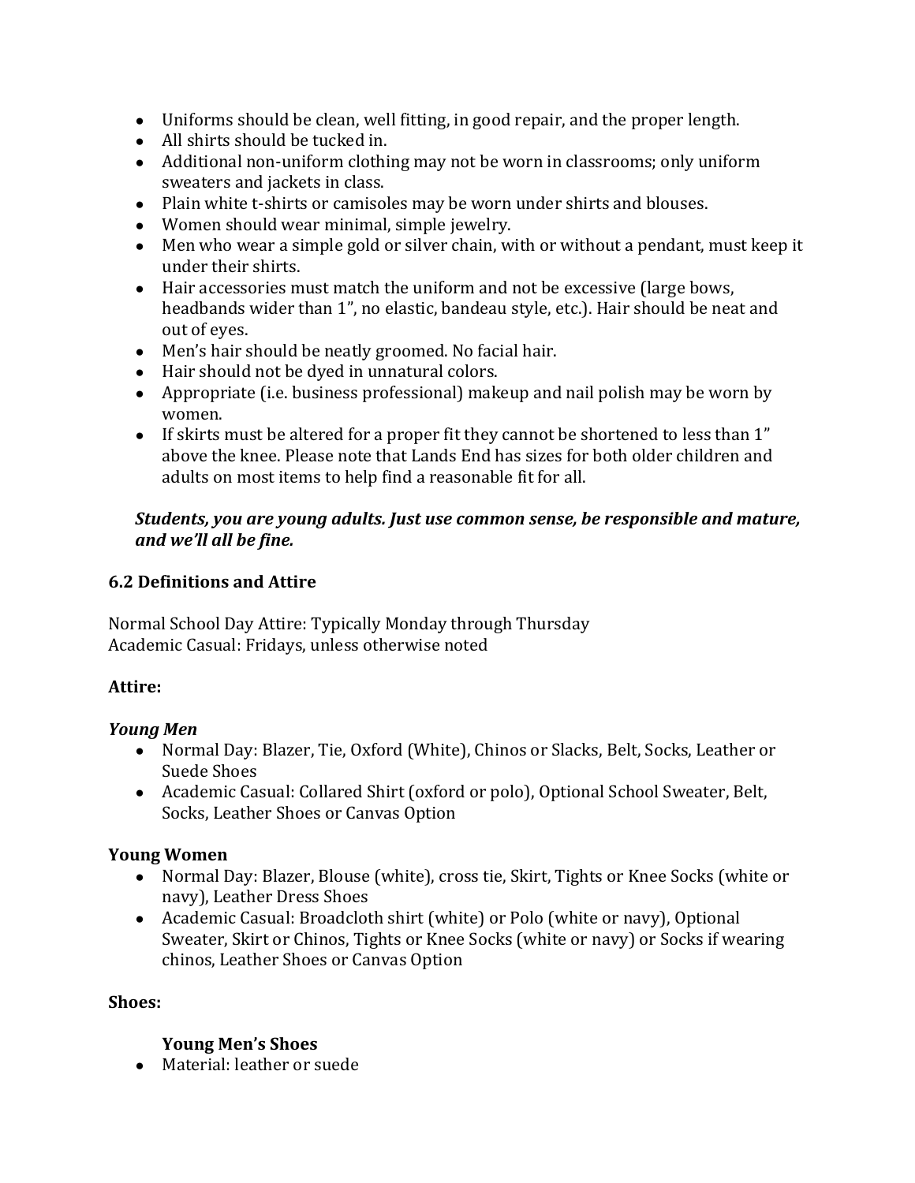- Uniforms should be clean, well fitting, in good repair, and the proper length.
- All shirts should be tucked in.
- Additional non-uniform clothing may not be worn in classrooms; only uniform sweaters and jackets in class.
- Plain white t-shirts or camisoles may be worn under shirts and blouses.
- Women should wear minimal, simple jewelry.
- Men who wear a simple gold or silver chain, with or without a pendant, must keep it under their shirts.
- Hair accessories must match the uniform and not be excessive (large bows, headbands wider than 1", no elastic, bandeau style, etc.). Hair should be neat and out of eyes.
- Men's hair should be neatly groomed. No facial hair.
- Hair should not be dyed in unnatural colors.
- Appropriate (i.e. business professional) makeup and nail polish may be worn by women.
- If skirts must be altered for a proper fit they cannot be shortened to less than 1" above the knee. Please note that Lands End has sizes for both older children and adults on most items to help find a reasonable fit for all.

***Students, you are young adults. Just use common sense, be responsible and mature, and we'll all be fine.***

### 6.2 Definitions and Attire

Normal School Day Attire: Typically Monday through Thursday
Academic Casual: Fridays, unless otherwise noted

**Attire:**

***Young Men***

- Normal Day: Blazer, Tie, Oxford (White), Chinos or Slacks, Belt, Socks, Leather or Suede Shoes
- Academic Casual: Collared Shirt (oxford or polo), Optional School Sweater, Belt, Socks, Leather Shoes or Canvas Option

**Young Women**

- Normal Day: Blazer, Blouse (white), cross tie, Skirt, Tights or Knee Socks (white or navy), Leather Dress Shoes
- Academic Casual: Broadcloth shirt (white) or Polo (white or navy), Optional Sweater, Skirt or Chinos, Tights or Knee Socks (white or navy) or Socks if wearing chinos, Leather Shoes or Canvas Option

**Shoes:**

**Young Men's Shoes**

- Material: leather or suede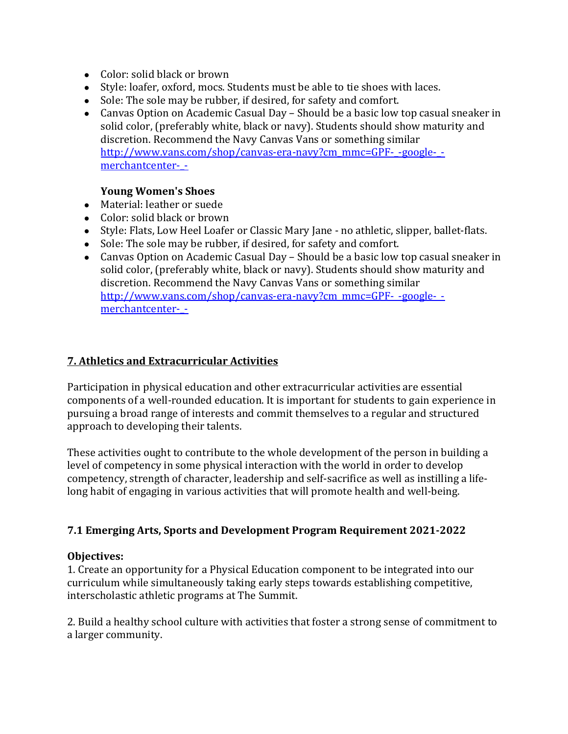- Color: solid black or brown
- Style: loafer, oxford, mocs. Students must be able to tie shoes with laces.
- Sole: The sole may be rubber, if desired, for safety and comfort.
- Canvas Option on Academic Casual Day – Should be a basic low top casual sneaker in solid color, (preferably white, black or navy). Students should show maturity and discretion. Recommend the Navy Canvas Vans or something similar [http://www.vans.com/shop/canvas-era-navy?cm_mmc=GPF-_-google-_-merchantcenter-_-](http://www.vans.com/shop/canvas-era-navy?cm_mmc=GPF-_-google-_-merchantcenter-_-)

**Young Women's Shoes**

- Material: leather or suede
- Color: solid black or brown
- Style: Flats, Low Heel Loafer or Classic Mary Jane - no athletic, slipper, ballet-flats.
- Sole: The sole may be rubber, if desired, for safety and comfort.
- Canvas Option on Academic Casual Day – Should be a basic low top casual sneaker in solid color, (preferably white, black or navy). Students should show maturity and discretion. Recommend the Navy Canvas Vans or something similar [http://www.vans.com/shop/canvas-era-navy?cm_mmc=GPF-_-google-_-merchantcenter-_-](http://www.vans.com/shop/canvas-era-navy?cm_mmc=GPF-_-google-_-merchantcenter-_-)

## 7. Athletics and Extracurricular Activities

Participation in physical education and other extracurricular activities are essential components of a well-rounded education. It is important for students to gain experience in pursuing a broad range of interests and commit themselves to a regular and structured approach to developing their talents.

These activities ought to contribute to the whole development of the person in building a level of competency in some physical interaction with the world in order to develop competency, strength of character, leadership and self-sacrifice as well as instilling a life-long habit of engaging in various activities that will promote health and well-being.

### 7.1 Emerging Arts, Sports and Development Program Requirement 2021-2022

**Objectives:**

1. Create an opportunity for a Physical Education component to be integrated into our curriculum while simultaneously taking early steps towards establishing competitive, interscholastic athletic programs at The Summit.

2. Build a healthy school culture with activities that foster a strong sense of commitment to a larger community.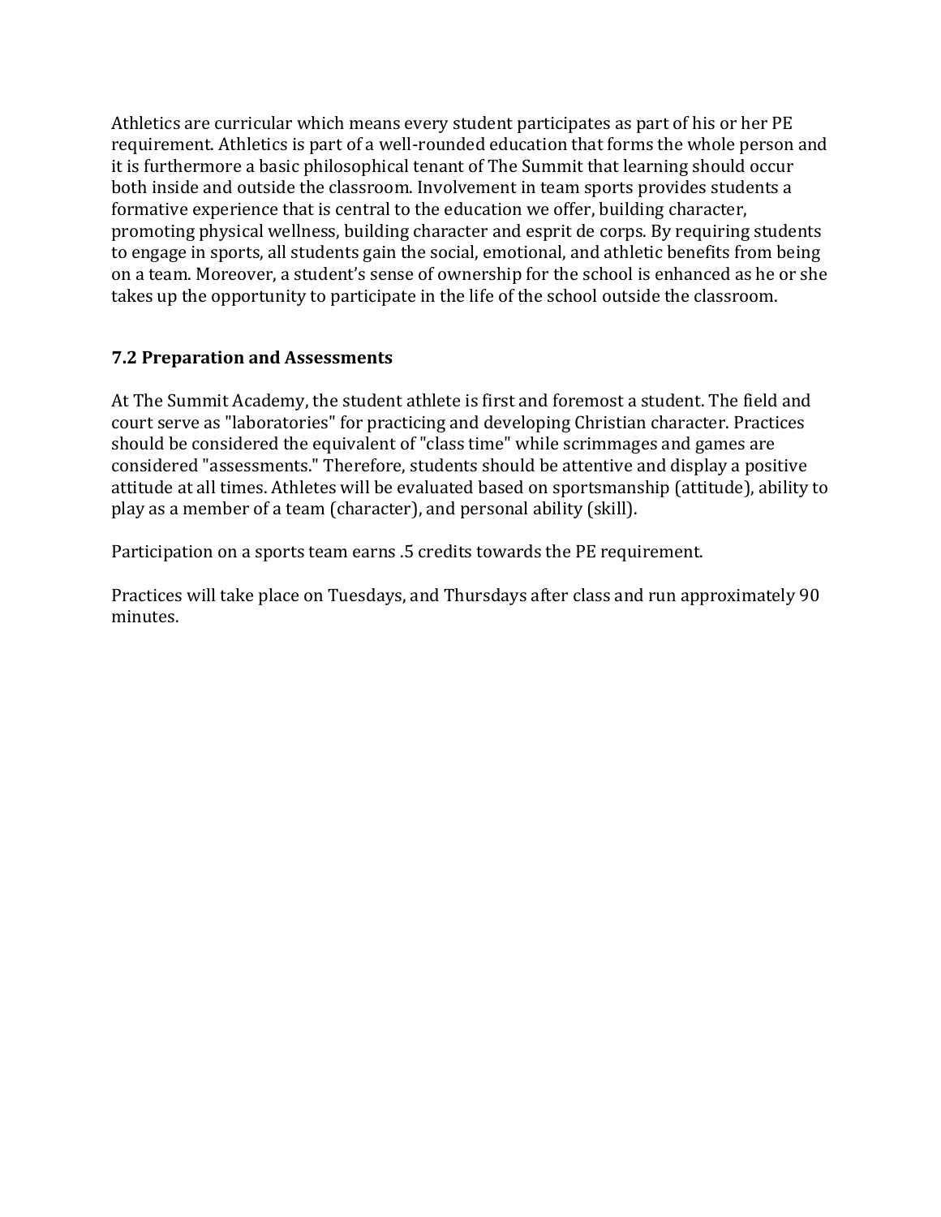Athletics are curricular which means every student participates as part of his or her PE requirement. Athletics is part of a well-rounded education that forms the whole person and it is furthermore a basic philosophical tenant of The Summit that learning should occur both inside and outside the classroom. Involvement in team sports provides students a formative experience that is central to the education we offer, building character, promoting physical wellness, building character and esprit de corps. By requiring students to engage in sports, all students gain the social, emotional, and athletic benefits from being on a team. Moreover, a student's sense of ownership for the school is enhanced as he or she takes up the opportunity to participate in the life of the school outside the classroom.

### 7.2 Preparation and Assessments

At The Summit Academy, the student athlete is first and foremost a student. The field and court serve as "laboratories" for practicing and developing Christian character. Practices should be considered the equivalent of "class time" while scrimmages and games are considered "assessments." Therefore, students should be attentive and display a positive attitude at all times. Athletes will be evaluated based on sportsmanship (attitude), ability to play as a member of a team (character), and personal ability (skill).

Participation on a sports team earns .5 credits towards the PE requirement.

Practices will take place on Tuesdays, and Thursdays after class and run approximately 90 minutes.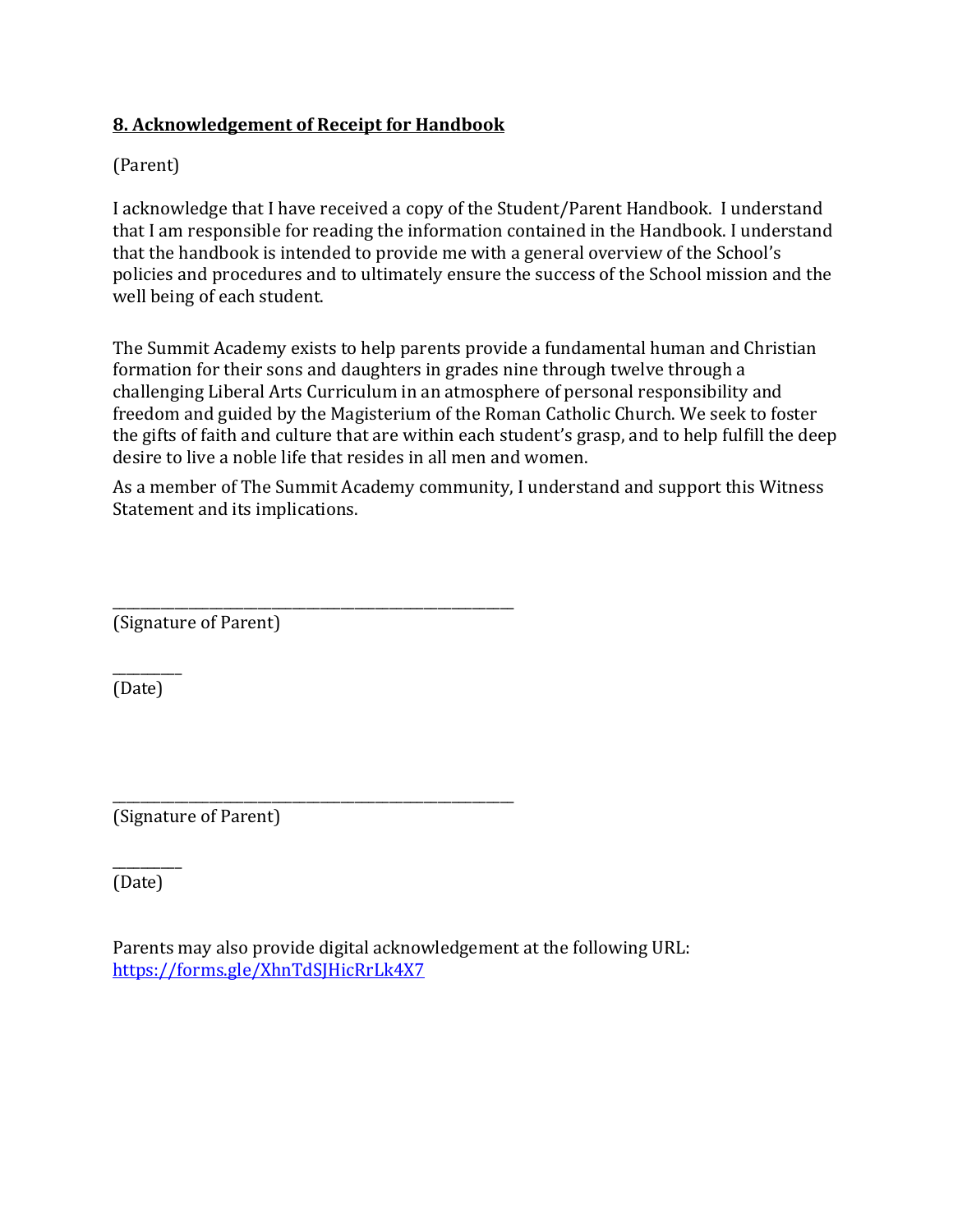**8. Acknowledgement of Receipt for Handbook**

(Parent)

I acknowledge that I have received a copy of the Student/Parent Handbook. I understand that I am responsible for reading the information contained in the Handbook. I understand that the handbook is intended to provide me with a general overview of the School's policies and procedures and to ultimately ensure the success of the School mission and the well being of each student.

The Summit Academy exists to help parents provide a fundamental human and Christian formation for their sons and daughters in grades nine through twelve through a challenging Liberal Arts Curriculum in an atmosphere of personal responsibility and freedom and guided by the Magisterium of the Roman Catholic Church. We seek to foster the gifts of faith and culture that are within each student's grasp, and to help fulfill the deep desire to live a noble life that resides in all men and women.

As a member of The Summit Academy community, I understand and support this Witness Statement and its implications.

_______________________________________________
(Signature of Parent)

________
(Date)

_______________________________________________
(Signature of Parent)

________
(Date)

Parents may also provide digital acknowledgement at the following URL: https://forms.gle/XhnTdSJHicRrLk4X7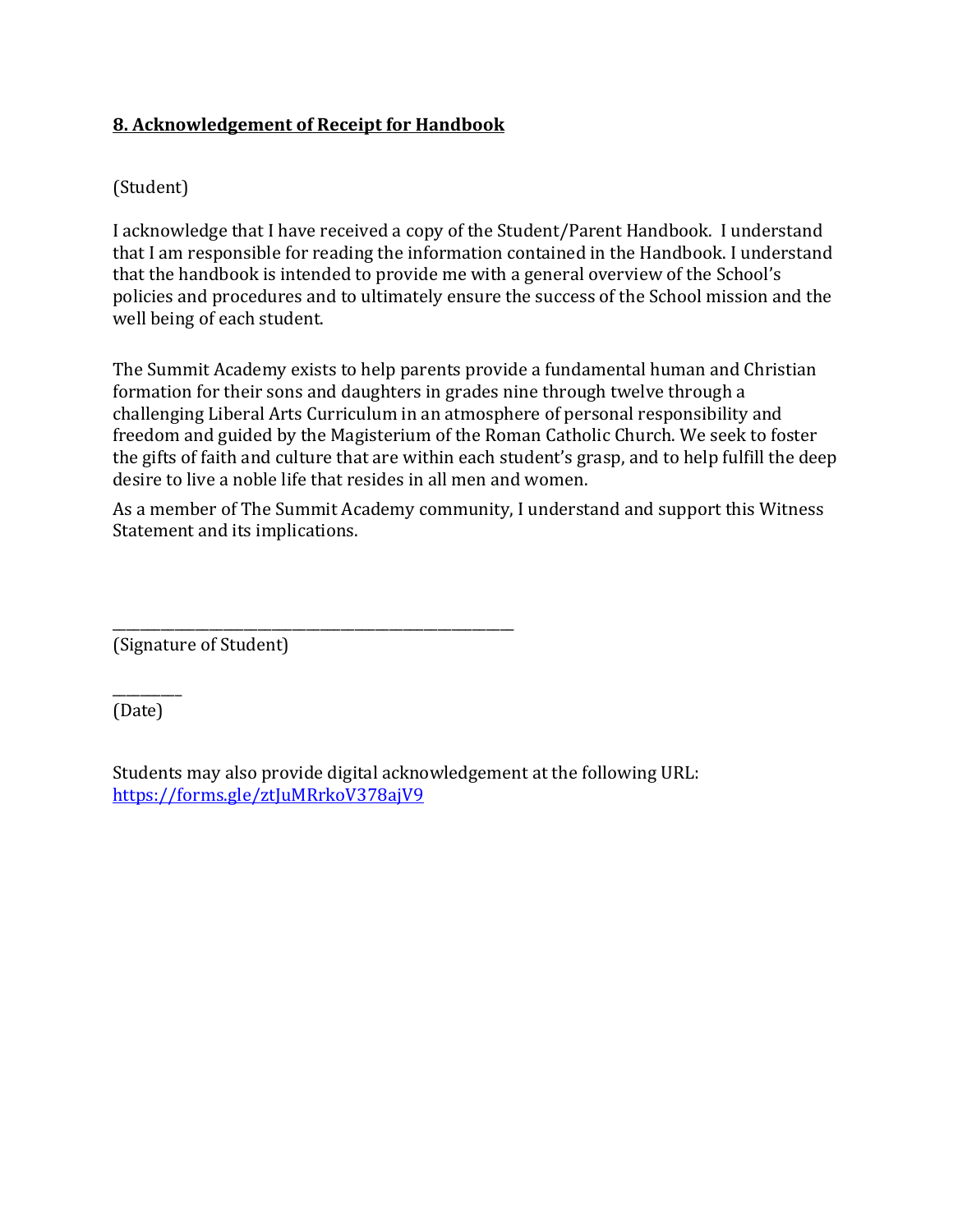## **8. Acknowledgement of Receipt for Handbook**

(Student)

I acknowledge that I have received a copy of the Student/Parent Handbook. I understand that I am responsible for reading the information contained in the Handbook. I understand that the handbook is intended to provide me with a general overview of the School's policies and procedures and to ultimately ensure the success of the School mission and the well being of each student.

The Summit Academy exists to help parents provide a fundamental human and Christian formation for their sons and daughters in grades nine through twelve through a challenging Liberal Arts Curriculum in an atmosphere of personal responsibility and freedom and guided by the Magisterium of the Roman Catholic Church. We seek to foster the gifts of faith and culture that are within each student's grasp, and to help fulfill the deep desire to live a noble life that resides in all men and women.

As a member of The Summit Academy community, I understand and support this Witness Statement and its implications.

_______________________________________________
(Signature of Student)

_________
(Date)

Students may also provide digital acknowledgement at the following URL:
https://forms.gle/ztJuMRrkoV378ajV9